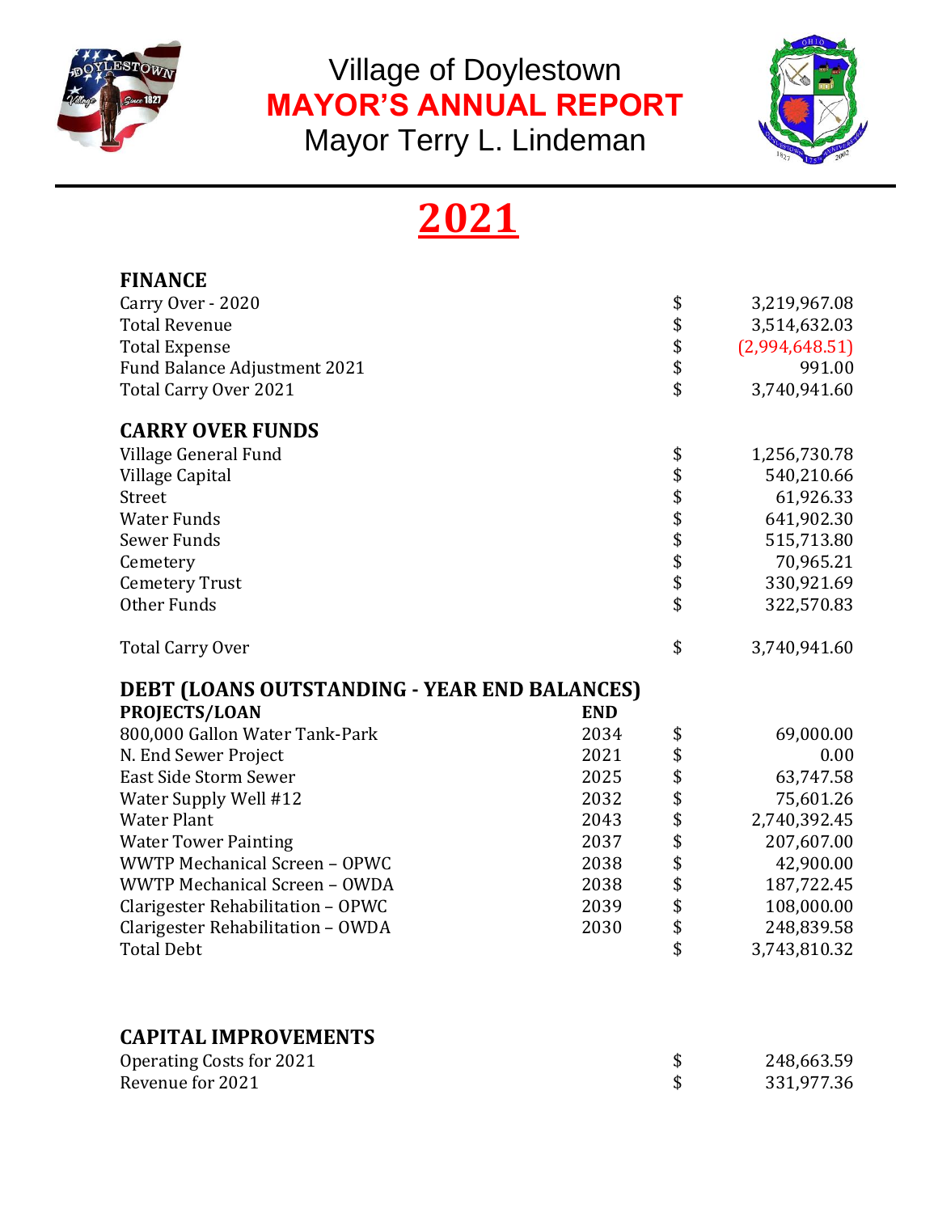# Village of Doylestown
## MAYOR'S ANNUAL REPORT
### Mayor Terry L. Lindeman

# 2021

**FINANCE**

| | | |
|---|---|---|
| Carry Over - 2020 | $ | 3,219,967.08 |
| Total Revenue | $ | 3,514,632.03 |
| Total Expense | $ | (2,994,648.51) |
| Fund Balance Adjustment 2021 | $ | 991.00 |
| Total Carry Over 2021 | $ | 3,740,941.60 |

**CARRY OVER FUNDS**

| | | |
|---|---|---|
| Village General Fund | $ | 1,256,730.78 |
| Village Capital | $ | 540,210.66 |
| Street | $ | 61,926.33 |
| Water Funds | $ | 641,902.30 |
| Sewer Funds | $ | 515,713.80 |
| Cemetery | $ | 70,965.21 |
| Cemetery Trust | $ | 330,921.69 |
| Other Funds | $ | 322,570.83 |
| Total Carry Over | $ | 3,740,941.60 |

**DEBT (LOANS OUTSTANDING - YEAR END BALANCES)**

| PROJECTS/LOAN | END | | |
|---|---|---|---|
| 800,000 Gallon Water Tank-Park | 2034 | $ | 69,000.00 |
| N. End Sewer Project | 2021 | $ | 0.00 |
| East Side Storm Sewer | 2025 | $ | 63,747.58 |
| Water Supply Well #12 | 2032 | $ | 75,601.26 |
| Water Plant | 2043 | $ | 2,740,392.45 |
| Water Tower Painting | 2037 | $ | 207,607.00 |
| WWTP Mechanical Screen – OPWC | 2038 | $ | 42,900.00 |
| WWTP Mechanical Screen – OWDA | 2038 | $ | 187,722.45 |
| Clarigester Rehabilitation – OPWC | 2039 | $ | 108,000.00 |
| Clarigester Rehabilitation – OWDA | 2030 | $ | 248,839.58 |
| Total Debt | | $ | 3,743,810.32 |

**CAPITAL IMPROVEMENTS**

| | | |
|---|---|---|
| Operating Costs for 2021 | $ | 248,663.59 |
| Revenue for 2021 | $ | 331,977.36 |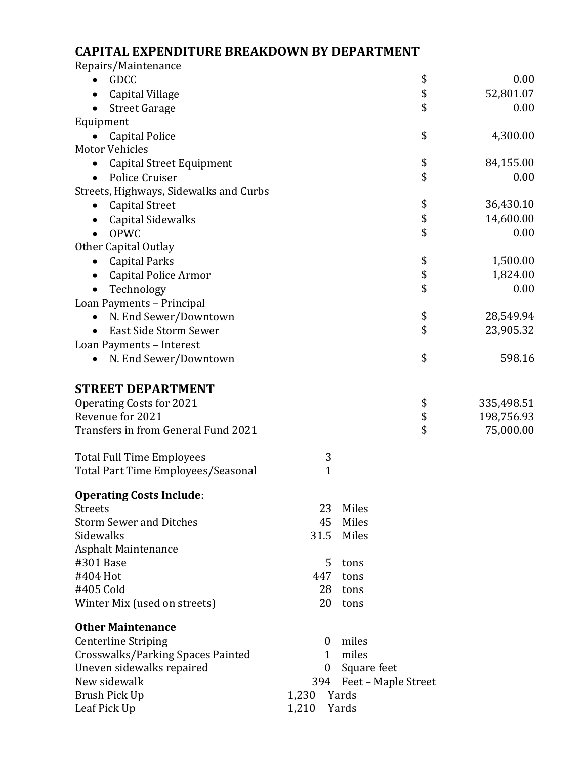## CAPITAL EXPENDITURE BREAKDOWN BY DEPARTMENT

| Item | | Amount |
|---|---|---|
| **Repairs/Maintenance** | | |
| • GDCC | $ | 0.00 |
| • Capital Village | $ | 52,801.07 |
| • Street Garage | $ | 0.00 |
| **Equipment** | | |
| • Capital Police | $ | 4,300.00 |
| **Motor Vehicles** | | |
| • Capital Street Equipment | $ | 84,155.00 |
| • Police Cruiser | $ | 0.00 |
| **Streets, Highways, Sidewalks and Curbs** | | |
| • Capital Street | $ | 36,430.10 |
| • Capital Sidewalks | $ | 14,600.00 |
| • OPWC | $ | 0.00 |
| **Other Capital Outlay** | | |
| • Capital Parks | $ | 1,500.00 |
| • Capital Police Armor | $ | 1,824.00 |
| • Technology | $ | 0.00 |
| **Loan Payments – Principal** | | |
| • N. End Sewer/Downtown | $ | 28,549.94 |
| • East Side Storm Sewer | $ | 23,905.32 |
| **Loan Payments – Interest** | | |
| • N. End Sewer/Downtown | $ | 598.16 |

## STREET DEPARTMENT

| Item | | Amount |
|---|---|---|
| Operating Costs for 2021 | $ | 335,498.51 |
| Revenue for 2021 | $ | 198,756.93 |
| Transfers in from General Fund 2021 | $ | 75,000.00 |

| Employees | Count |
|---|---|
| Total Full Time Employees | 3 |
| Total Part Time Employees/Seasonal | 1 |

**Operating Costs Include**:

| Item | Quantity | Unit |
|---|---|---|
| Streets | 23 | Miles |
| Storm Sewer and Ditches | 45 | Miles |
| Sidewalks | 31.5 | Miles |
| Asphalt Maintenance | | |
| #301 Base | 5 | tons |
| #404 Hot | 447 | tons |
| #405 Cold | 28 | tons |
| Winter Mix (used on streets) | 20 | tons |

**Other Maintenance**

| Item | Quantity | Unit |
|---|---|---|
| Centerline Striping | 0 | miles |
| Crosswalks/Parking Spaces Painted | 1 | miles |
| Uneven sidewalks repaired | 0 | Square feet |
| New sidewalk | 394 | Feet – Maple Street |
| Brush Pick Up | 1,230 | Yards |
| Leaf Pick Up | 1,210 | Yards |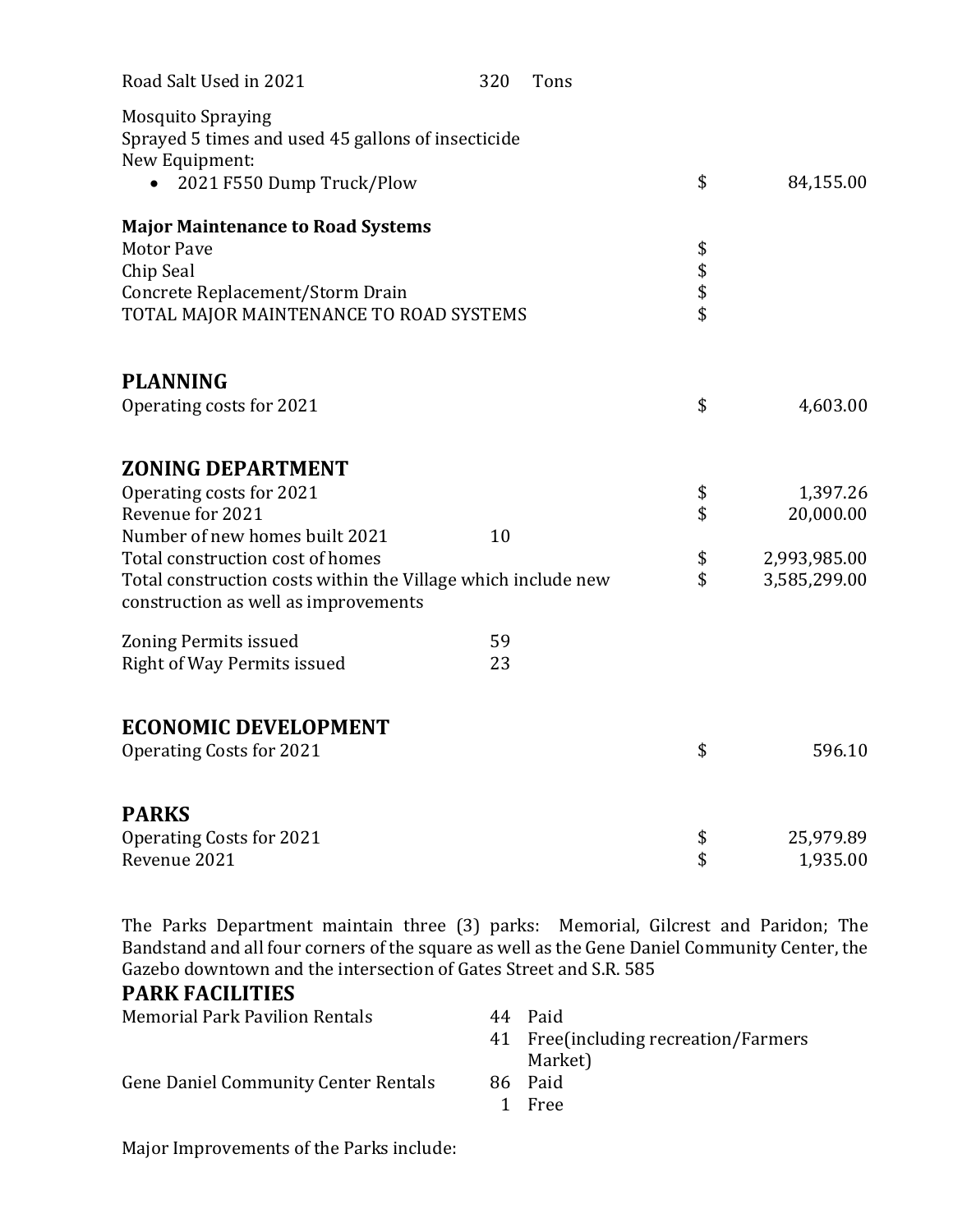| | | | |
|---|---|---|---|
| Road Salt Used in 2021 | 320 Tons | | |

Mosquito Spraying
Sprayed 5 times and used 45 gallons of insecticide
New Equipment:

| | | |
|---|---|---|
| • 2021 F550 Dump Truck/Plow | $ | 84,155.00 |

**Major Maintenance to Road Systems**

| | | |
|---|---|---|
| Motor Pave | $ | |
| Chip Seal | $ | |
| Concrete Replacement/Storm Drain | $ | |
| TOTAL MAJOR MAINTENANCE TO ROAD SYSTEMS | $ | |

## PLANNING

| | | |
|---|---|---|
| Operating costs for 2021 | $ | 4,603.00 |

## ZONING DEPARTMENT

| | | | |
|---|---|---|---|
| Operating costs for 2021 | | $ | 1,397.26 |
| Revenue for 2021 | | $ | 20,000.00 |
| Number of new homes built 2021 | 10 | | |
| Total construction cost of homes | | $ | 2,993,985.00 |
| Total construction costs within the Village which include new construction as well as improvements | | $ | 3,585,299.00 |
| Zoning Permits issued | 59 | | |
| Right of Way Permits issued | 23 | | |

## ECONOMIC DEVELOPMENT

| | | |
|---|---|---|
| Operating Costs for 2021 | $ | 596.10 |

## PARKS

| | | |
|---|---|---|
| Operating Costs for 2021 | $ | 25,979.89 |
| Revenue 2021 | $ | 1,935.00 |

The Parks Department maintain three (3) parks: Memorial, Gilcrest and Paridon; The Bandstand and all four corners of the square as well as the Gene Daniel Community Center, the Gazebo downtown and the intersection of Gates Street and S.R. 585

## PARK FACILITIES

| | | |
|---|---|---|
| Memorial Park Pavilion Rentals | 44 | Paid |
| | 41 | Free(including recreation/Farmers Market) |
| Gene Daniel Community Center Rentals | 86 | Paid |
| | 1 | Free |

Major Improvements of the Parks include: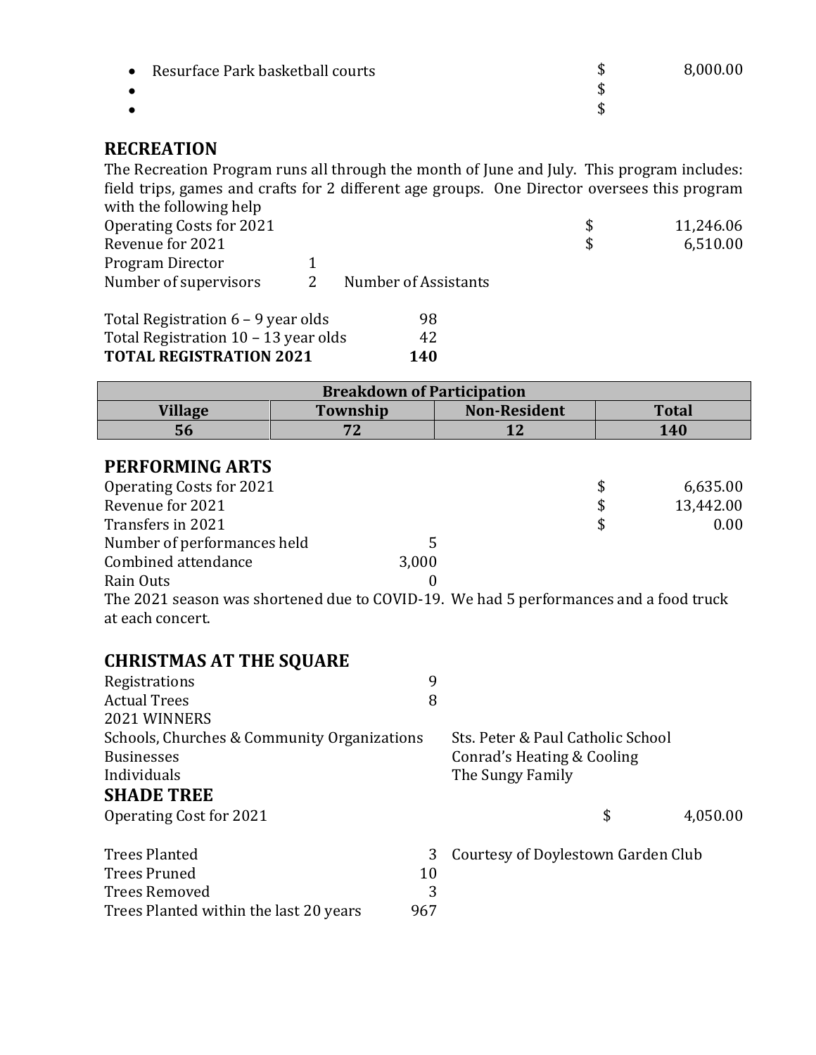- Resurface Park basketball courts $ 8,000.00
- $
- $

## RECREATION

The Recreation Program runs all through the month of June and July. This program includes: field trips, games and crafts for 2 different age groups. One Director oversees this program with the following help

| | | |
|---|---|---|
| Operating Costs for 2021 | $ | 11,246.06 |
| Revenue for 2021 | $ | 6,510.00 |

Program Director 1

Number of supervisors 2 Number of Assistants

| | |
|---|---|
| Total Registration 6 – 9 year olds | 98 |
| Total Registration 10 – 13 year olds | 42 |
| **TOTAL REGISTRATION 2021** | **140** |

| **Breakdown of Participation** | | | |
|---|---|---|---|
| **Village** | **Township** | **Non-Resident** | **Total** |
| **56** | **72** | **12** | **140** |

## PERFORMING ARTS

| | | |
|---|---|---|
| Operating Costs for 2021 | $ | 6,635.00 |
| Revenue for 2021 | $ | 13,442.00 |
| Transfers in 2021 | $ | 0.00 |

| | |
|---|---|
| Number of performances held | 5 |
| Combined attendance | 3,000 |
| Rain Outs | 0 |

The 2021 season was shortened due to COVID-19. We had 5 performances and a food truck at each concert.

## CHRISTMAS AT THE SQUARE

| | |
|---|---|
| Registrations | 9 |
| Actual Trees | 8 |

2021 WINNERS

| | |
|---|---|
| Schools, Churches & Community Organizations | Sts. Peter & Paul Catholic School |
| Businesses | Conrad's Heating & Cooling |
| Individuals | The Sungy Family |

## SHADE TREE

Operating Cost for 2021 $ 4,050.00

| | | |
|---|---|---|
| Trees Planted | 3 | Courtesy of Doylestown Garden Club |
| Trees Pruned | 10 | |
| Trees Removed | 3 | |
| Trees Planted within the last 20 years | 967 | |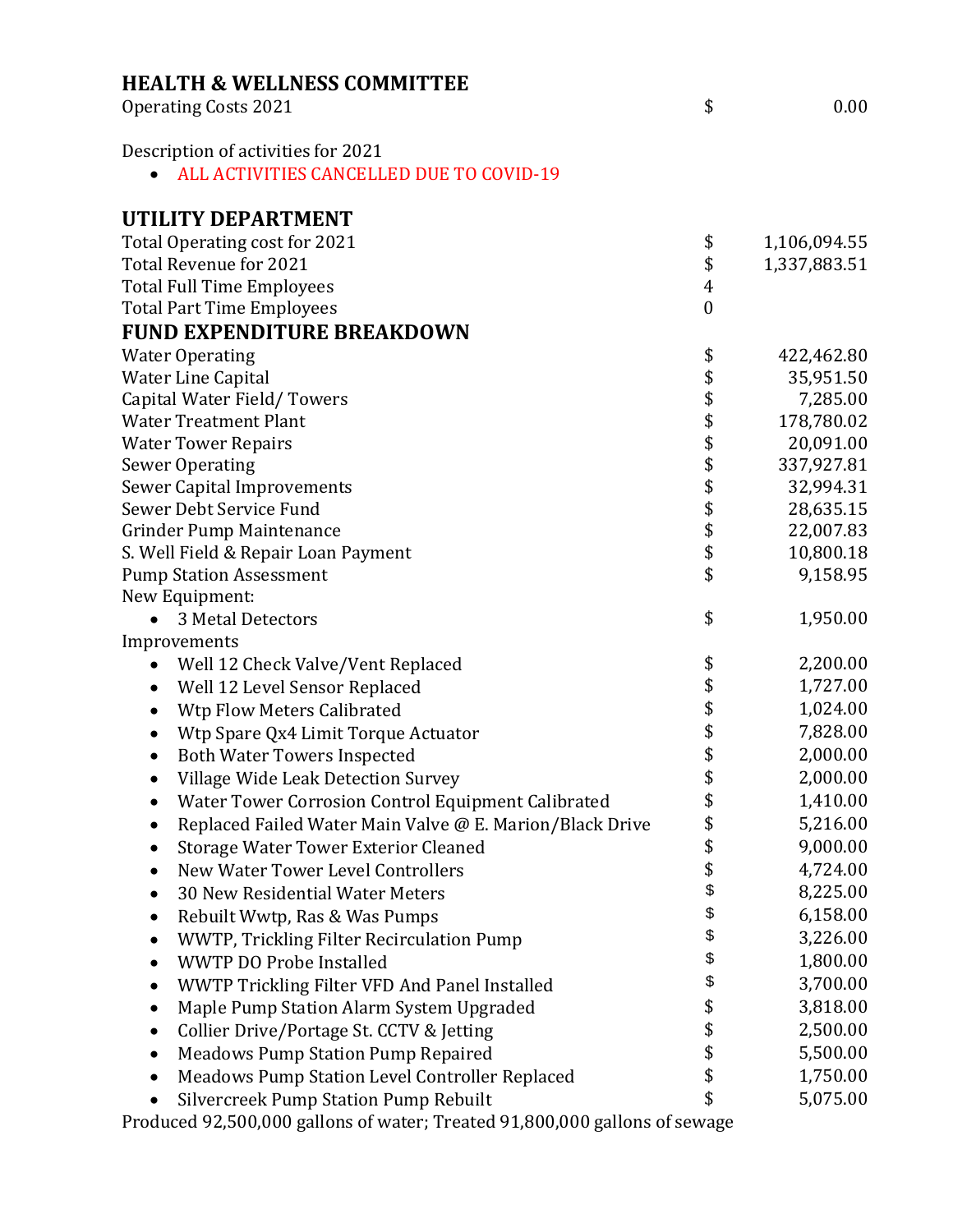## HEALTH & WELLNESS COMMITTEE

| | | |
|---|---|---|
| Operating Costs 2021 | $ | 0.00 |

Description of activities for 2021

- ALL ACTIVITIES CANCELLED DUE TO COVID-19

## UTILITY DEPARTMENT

| | | |
|---|---|---|
| Total Operating cost for 2021 | $ | 1,106,094.55 |
| Total Revenue for 2021 | $ | 1,337,883.51 |
| Total Full Time Employees | 4 | |
| Total Part Time Employees | 0 | |

## FUND EXPENDITURE BREAKDOWN

| | | |
|---|---|---|
| Water Operating | $ | 422,462.80 |
| Water Line Capital | $ | 35,951.50 |
| Capital Water Field/ Towers | $ | 7,285.00 |
| Water Treatment Plant | $ | 178,780.02 |
| Water Tower Repairs | $ | 20,091.00 |
| Sewer Operating | $ | 337,927.81 |
| Sewer Capital Improvements | $ | 32,994.31 |
| Sewer Debt Service Fund | $ | 28,635.15 |
| Grinder Pump Maintenance | $ | 22,007.83 |
| S. Well Field & Repair Loan Payment | $ | 10,800.18 |
| Pump Station Assessment | $ | 9,158.95 |
| New Equipment: | | |
| • 3 Metal Detectors | $ | 1,950.00 |
| Improvements | | |
| • Well 12 Check Valve/Vent Replaced | $ | 2,200.00 |
| • Well 12 Level Sensor Replaced | $ | 1,727.00 |
| • Wtp Flow Meters Calibrated | $ | 1,024.00 |
| • Wtp Spare Qx4 Limit Torque Actuator | $ | 7,828.00 |
| • Both Water Towers Inspected | $ | 2,000.00 |
| • Village Wide Leak Detection Survey | $ | 2,000.00 |
| • Water Tower Corrosion Control Equipment Calibrated | $ | 1,410.00 |
| • Replaced Failed Water Main Valve @ E. Marion/Black Drive | $ | 5,216.00 |
| • Storage Water Tower Exterior Cleaned | $ | 9,000.00 |
| • New Water Tower Level Controllers | $ | 4,724.00 |
| • 30 New Residential Water Meters | $ | 8,225.00 |
| • Rebuilt Wwtp, Ras & Was Pumps | $ | 6,158.00 |
| • WWTP, Trickling Filter Recirculation Pump | $ | 3,226.00 |
| • WWTP DO Probe Installed | $ | 1,800.00 |
| • WWTP Trickling Filter VFD And Panel Installed | $ | 3,700.00 |
| • Maple Pump Station Alarm System Upgraded | $ | 3,818.00 |
| • Collier Drive/Portage St. CCTV & Jetting | $ | 2,500.00 |
| • Meadows Pump Station Pump Repaired | $ | 5,500.00 |
| • Meadows Pump Station Level Controller Replaced | $ | 1,750.00 |
| • Silvercreek Pump Station Pump Rebuilt | $ | 5,075.00 |

Produced 92,500,000 gallons of water; Treated 91,800,000 gallons of sewage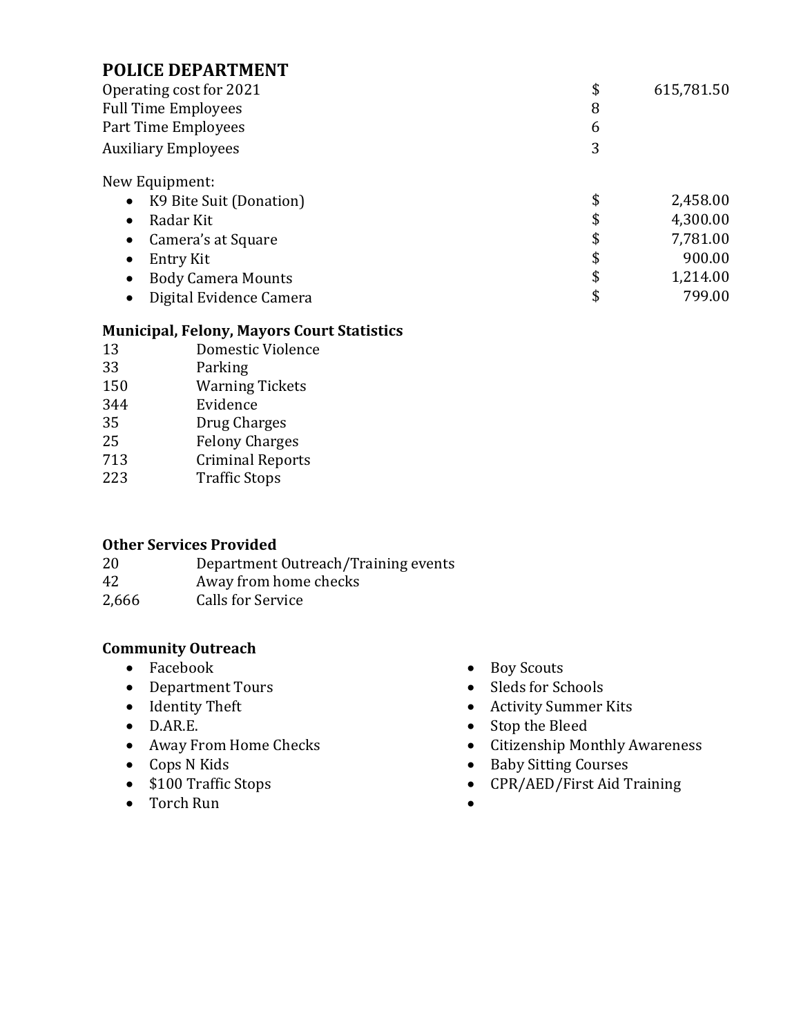## POLICE DEPARTMENT

| | | |
|---|---|---|
| Operating cost for 2021 | $ | 615,781.50 |
| Full Time Employees | 8 | |
| Part Time Employees | 6 | |
| Auxiliary Employees | 3 | |

New Equipment:

| | | |
|---|---|---|
| • K9 Bite Suit (Donation) | $ | 2,458.00 |
| • Radar Kit | $ | 4,300.00 |
| • Camera's at Square | $ | 7,781.00 |
| • Entry Kit | $ | 900.00 |
| • Body Camera Mounts | $ | 1,214.00 |
| • Digital Evidence Camera | $ | 799.00 |

**Municipal, Felony, Mayors Court Statistics**

| | |
|---|---|
| 13 | Domestic Violence |
| 33 | Parking |
| 150 | Warning Tickets |
| 344 | Evidence |
| 35 | Drug Charges |
| 25 | Felony Charges |
| 713 | Criminal Reports |
| 223 | Traffic Stops |

**Other Services Provided**

| | |
|---|---|
| 20 | Department Outreach/Training events |
| 42 | Away from home checks |
| 2,666 | Calls for Service |

**Community Outreach**

- Facebook
- Department Tours
- Identity Theft
- D.AR.E.
- Away From Home Checks
- Cops N Kids
- $100 Traffic Stops
- Torch Run
- Boy Scouts
- Sleds for Schools
- Activity Summer Kits
- Stop the Bleed
- Citizenship Monthly Awareness
- Baby Sitting Courses
- CPR/AED/First Aid Training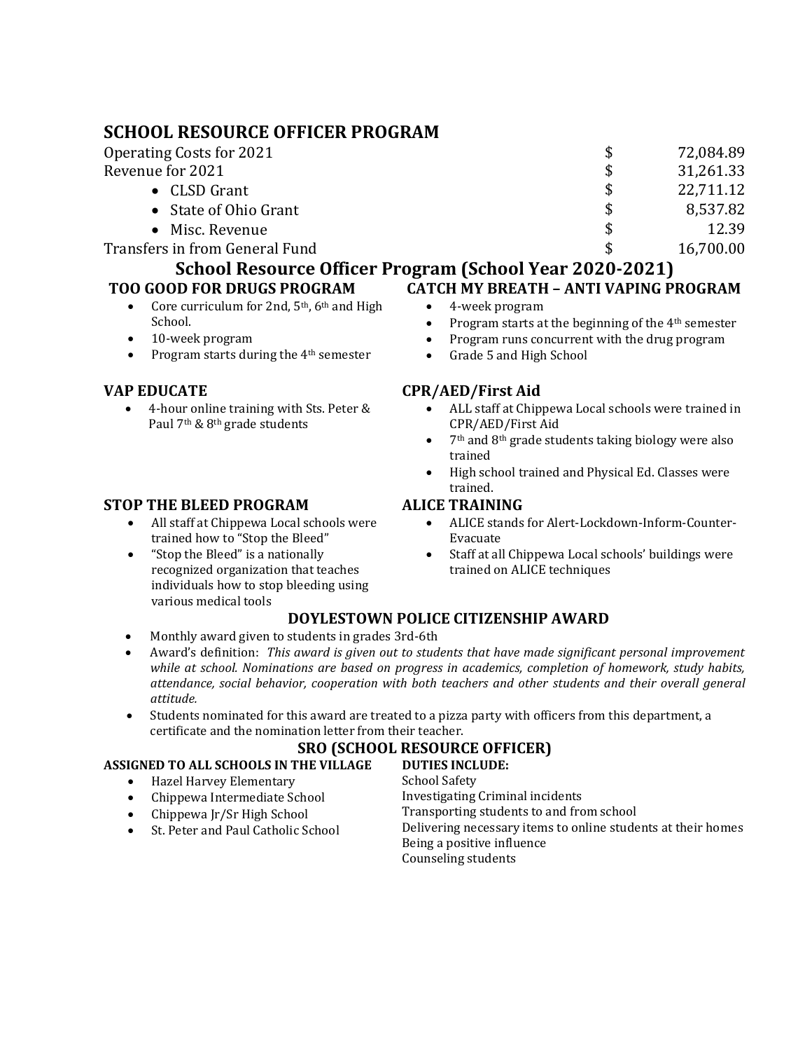## SCHOOL RESOURCE OFFICER PROGRAM

| | | |
|---|---|---|
| Operating Costs for 2021 | $ | 72,084.89 |
| Revenue for 2021 | $ | 31,261.33 |
| • CLSD Grant | $ | 22,711.12 |
| • State of Ohio Grant | $ | 8,537.82 |
| • Misc. Revenue | $ | 12.39 |
| Transfers in from General Fund | $ | 16,700.00 |

## School Resource Officer Program (School Year 2020-2021)

### TOO GOOD FOR DRUGS PROGRAM

- Core curriculum for 2nd, 5th, 6th and High School.
- 10-week program
- Program starts during the 4th semester

### CATCH MY BREATH – ANTI VAPING PROGRAM

- 4-week program
- Program starts at the beginning of the 4th semester
- Program runs concurrent with the drug program
- Grade 5 and High School

### VAP EDUCATE

- 4-hour online training with Sts. Peter & Paul 7th & 8th grade students

### CPR/AED/First Aid

- ALL staff at Chippewa Local schools were trained in CPR/AED/First Aid
- 7th and 8th grade students taking biology were also trained
- High school trained and Physical Ed. Classes were trained.

### STOP THE BLEED PROGRAM

- All staff at Chippewa Local schools were trained how to "Stop the Bleed"
- "Stop the Bleed" is a nationally recognized organization that teaches individuals how to stop bleeding using various medical tools

### ALICE TRAINING

- ALICE stands for Alert-Lockdown-Inform-Counter-Evacuate
- Staff at all Chippewa Local schools' buildings were trained on ALICE techniques

### DOYLESTOWN POLICE CITIZENSHIP AWARD

- Monthly award given to students in grades 3rd-6th
- Award's definition: *This award is given out to students that have made significant personal improvement while at school. Nominations are based on progress in academics, completion of homework, study habits, attendance, social behavior, cooperation with both teachers and other students and their overall general attitude.*
- Students nominated for this award are treated to a pizza party with officers from this department, a certificate and the nomination letter from their teacher.

### SRO (SCHOOL RESOURCE OFFICER)

**ASSIGNED TO ALL SCHOOLS IN THE VILLAGE**

- Hazel Harvey Elementary
- Chippewa Intermediate School
- Chippewa Jr/Sr High School
- St. Peter and Paul Catholic School

**DUTIES INCLUDE:**

School Safety
Investigating Criminal incidents
Transporting students to and from school
Delivering necessary items to online students at their homes
Being a positive influence
Counseling students